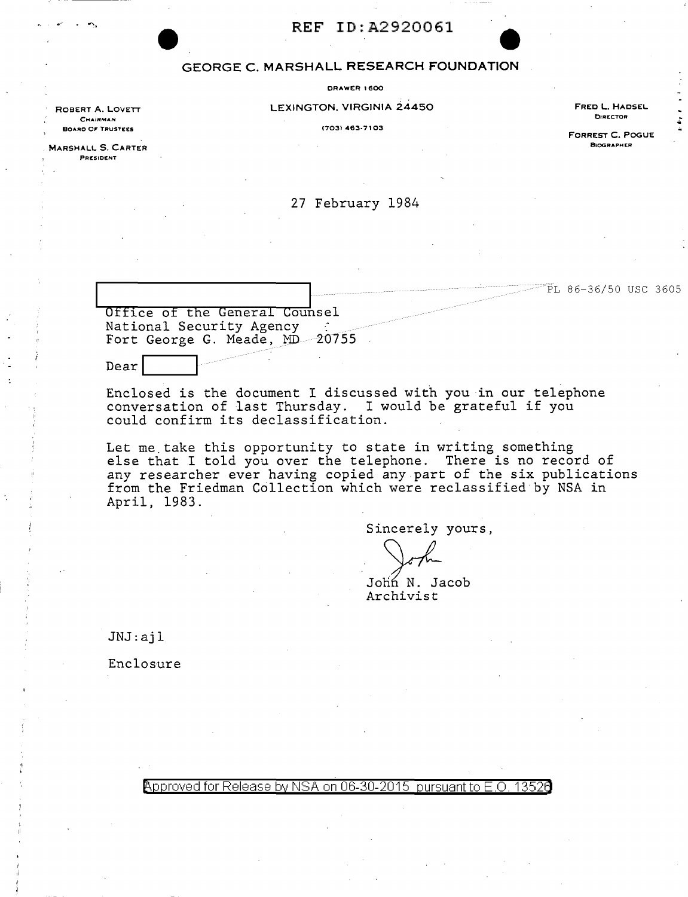REF ID:A2920061

**GEORGE C. MARSHALL RESEARCH FOUNDATION**

DRAWER 1600

LEXINGTON, VIRGINIA 24450

(703) 463-7103

ROBERT A. LOVETT
CHAIRMAN
BOARD OF TRUSTEES

MARSHALL S. CARTER
PRESIDENT

FRED L. HADSEL
DIRECTOR

FORREST C. POGUE
BIOGRAPHER

27 February 1984

[REDACTED] PL 86-36/50 USC 3605

Office of the General Counsel
National Security Agency
Fort George G. Meade, MD 20755

Dear [REDACTED]

Enclosed is the document I discussed with you in our telephone conversation of last Thursday. I would be grateful if you could confirm its declassification.

Let me take this opportunity to state in writing something else that I told you over the telephone. There is no record of any researcher ever having copied any part of the six publications from the Friedman Collection which were reclassified by NSA in April, 1983.

Sincerely yours,

John N. Jacob
Archivist

JNJ:ajl

Enclosure

Approved for Release by NSA on 06-30-2015 pursuant to E.O. 13526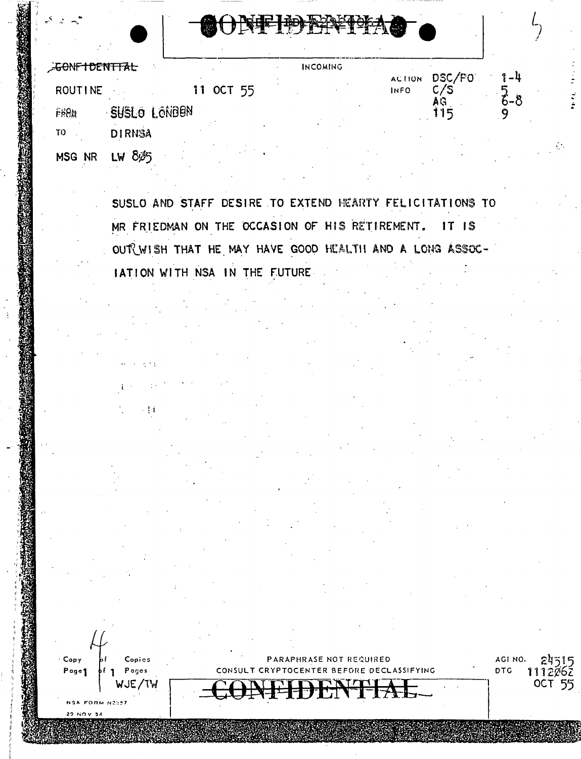CONFIDENTIAL

CONFIDENTIAL

INCOMING

ROUTINE 11 OCT 55

ACTION DSC/PO 1-4
INFO C/S 5
AG 6-8
115 9

FROM SUSLO LONDON

TO DIRNSA

MSG NR LW 805

SUSLO AND STAFF DESIRE TO EXTEND HEARTY FELICITATIONS TO MR FRIEDMAN ON THE OCCASION OF HIS RETIREMENT. IT IS OUR WISH THAT HE MAY HAVE GOOD HEALTH AND A LONG ASSOCIATION WITH NSA IN THE FUTURE

Copy 4 of Copies
Page 1 of 1 Pages
WJE/TW

PARAPHRASE NOT REQUIRED
CONSULT CRYPTOCENTER BEFORE DECLASSIFYING

AGI NO. 24515
DTG 111206Z
OCT 55

CONFIDENTIAL

NSA FORM N2557
29 NOV 54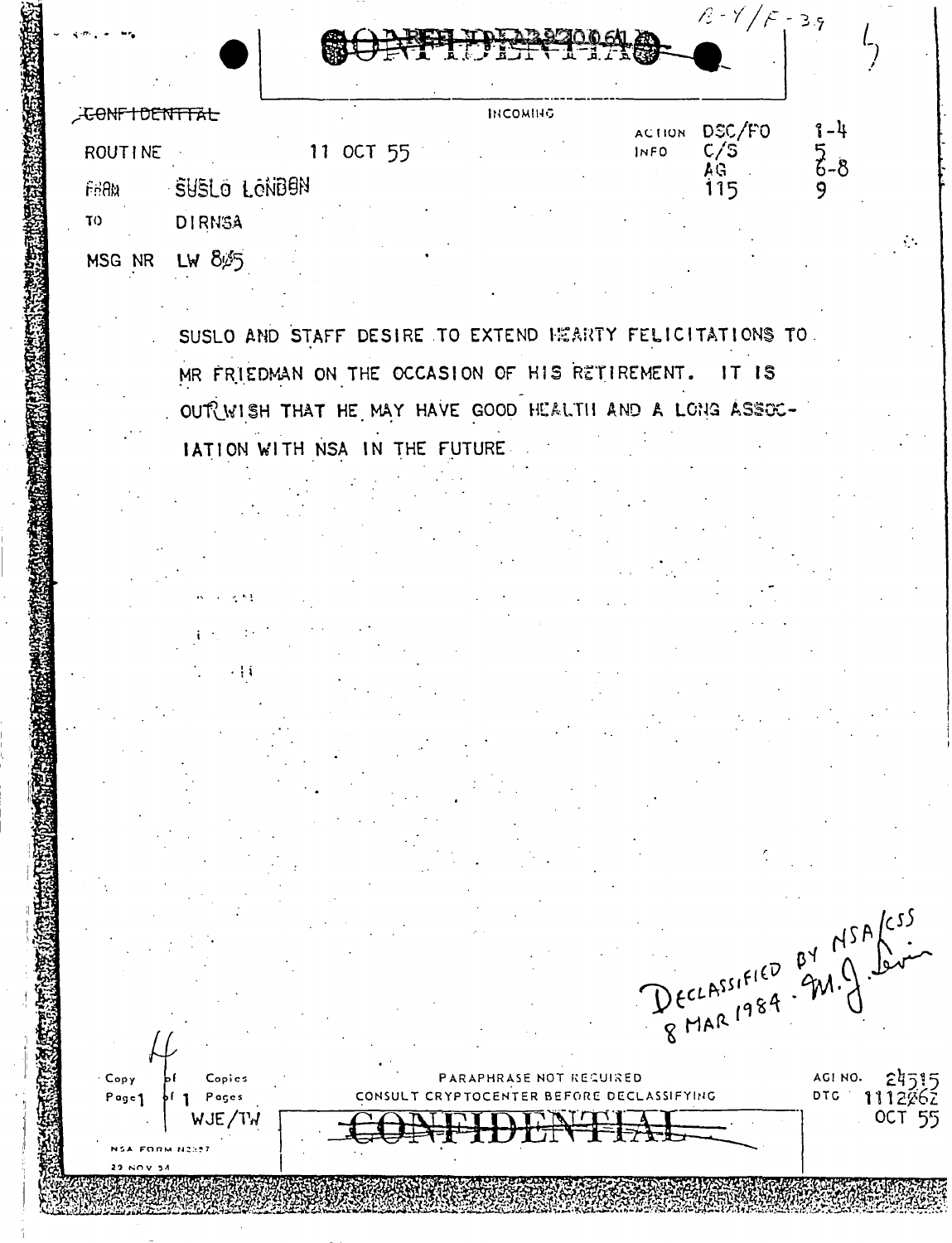CONFIDENTIAL

B-Y/F-39

CONFIDENTIAL

INCOMING

ROUTINE 11 OCT 55

ACTION DSC/FO 1-4
INFO C/S 5
AG 6-8
115 9

FROM SUSLO LONDON

TO DIRNSA

MSG NR LW 805

SUSLO AND STAFF DESIRE TO EXTEND HEARTY FELICITATIONS TO MR FRIEDMAN ON THE OCCASION OF HIS RETIREMENT. IT IS OUR WISH THAT HE MAY HAVE GOOD HEALTH AND A LONG ASSOCIATION WITH NSA IN THE FUTURE

DECLASSIFIED BY NSA/CSS
8 MAR 1984 · M.J. Levin

Copy 4 of Copies
Page 1 of 1 Pages
WJE/TW

PARAPHRASE NOT REQUIRED
CONSULT CRYPTOCENTER BEFORE DECLASSIFYING

CONFIDENTIAL

AG NO. 24515
DTG 111206Z
OCT 55

NSA FORM N2357
23 NOV 54